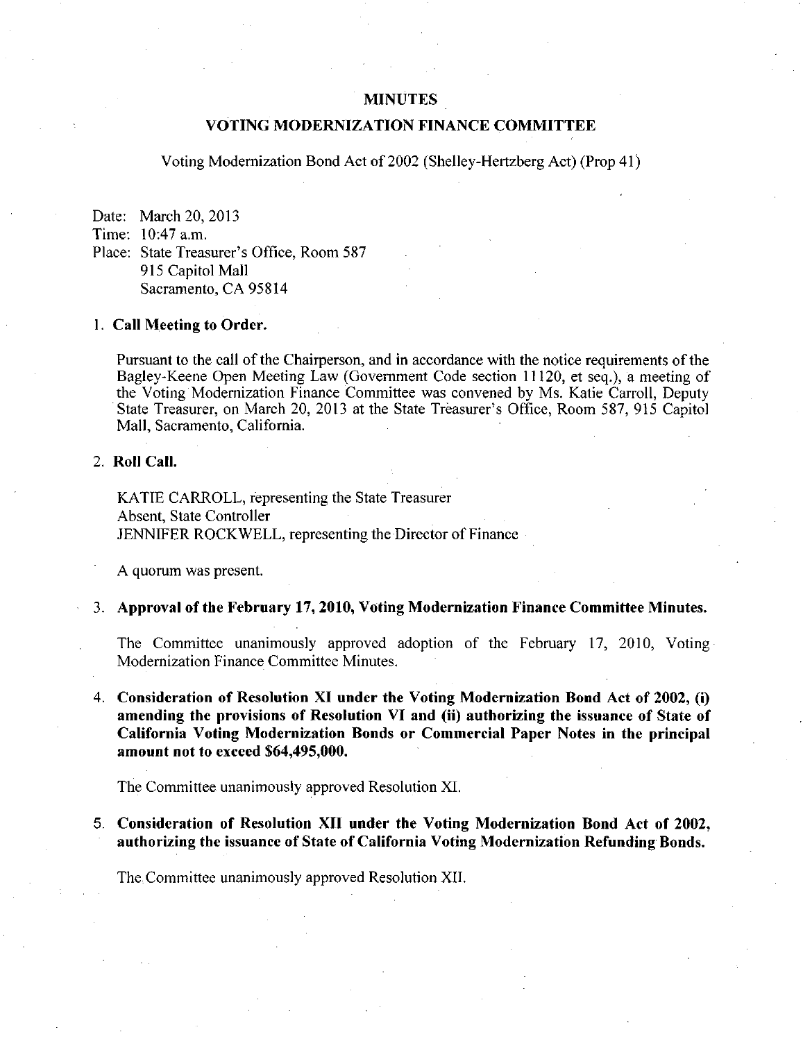# MINUTES

## VOTING MODERNIZATION FINANCE COMMITTEE

Voting Modernization Bond Act of 2002 (Shelley-Hertzberg Act) (Prop 41)

Date: March 20, 2013
Time: 10:47 a.m.
Place: State Treasurer's Office, Room 587
915 Capitol Mall
Sacramento, CA 95814

1. **Call Meeting to Order.**

   Pursuant to the call of the Chairperson, and in accordance with the notice requirements of the Bagley-Keene Open Meeting Law (Government Code section 11120, et seq.), a meeting of the Voting Modernization Finance Committee was convened by Ms. Katie Carroll, Deputy State Treasurer, on March 20, 2013 at the State Treasurer's Office, Room 587, 915 Capitol Mall, Sacramento, California.

2. **Roll Call.**

   KATIE CARROLL, representing the State Treasurer
   Absent, State Controller
   JENNIFER ROCKWELL, representing the Director of Finance

   A quorum was present.

3. **Approval of the February 17, 2010, Voting Modernization Finance Committee Minutes.**

   The Committee unanimously approved adoption of the February 17, 2010, Voting Modernization Finance Committee Minutes.

4. **Consideration of Resolution XI under the Voting Modernization Bond Act of 2002, (i) amending the provisions of Resolution VI and (ii) authorizing the issuance of State of California Voting Modernization Bonds or Commercial Paper Notes in the principal amount not to exceed $64,495,000.**

   The Committee unanimously approved Resolution XI.

5. **Consideration of Resolution XII under the Voting Modernization Bond Act of 2002, authorizing the issuance of State of California Voting Modernization Refunding Bonds.**

   The Committee unanimously approved Resolution XII.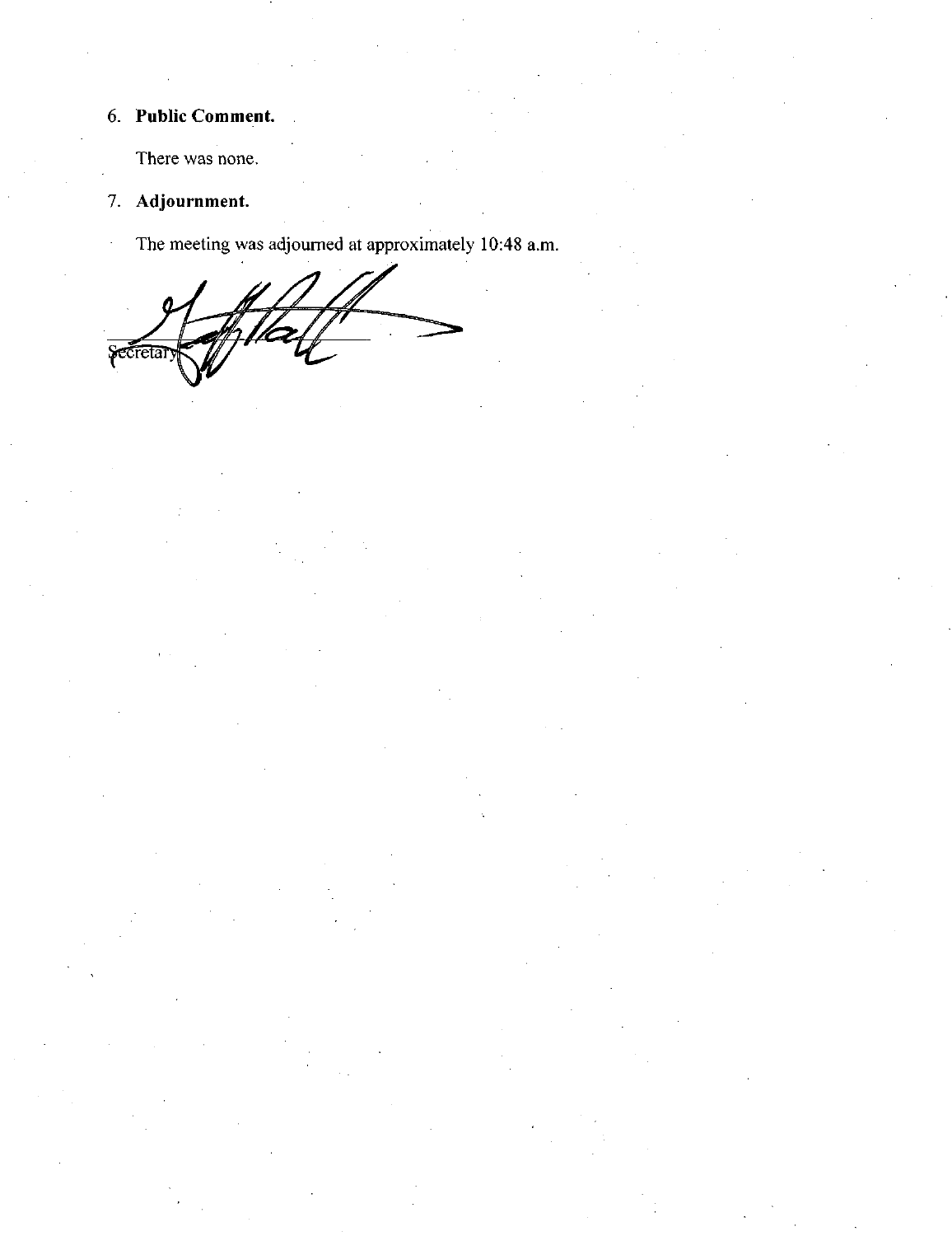6. **Public Comment.**

   There was none.

7. **Adjournment.**

   The meeting was adjourned at approximately 10:48 a.m.

Secretary